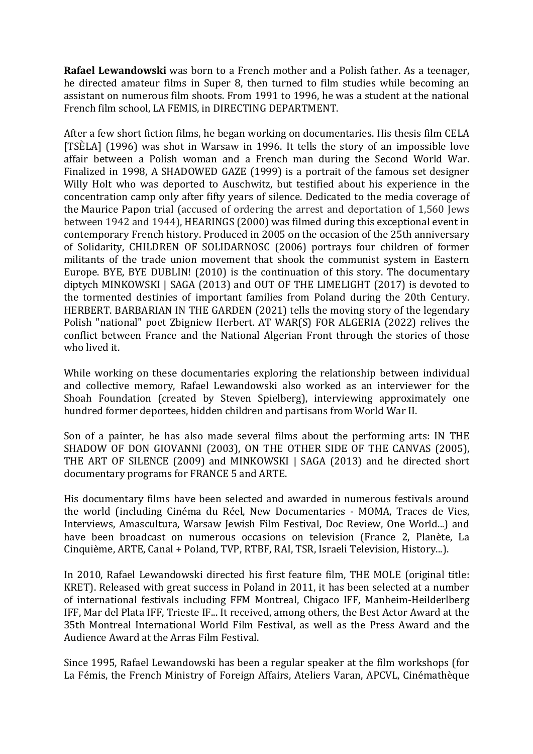**Rafael Lewandowski** was born to a French mother and a Polish father. As a teenager, he directed amateur films in Super 8, then turned to film studies while becoming an assistant on numerous film shoots. From 1991 to 1996, he was a student at the national French film school, LA FEMIS, in DIRECTING DEPARTMENT.

After a few short fiction films, he began working on documentaries. His thesis film CELA [TSÈLA] (1996) was shot in Warsaw in 1996. It tells the story of an impossible love affair between a Polish woman and a French man during the Second World War. Finalized in 1998, A SHADOWED GAZE (1999) is a portrait of the famous set designer Willy Holt who was deported to Auschwitz, but testified about his experience in the concentration camp only after fifty years of silence. Dedicated to the media coverage of the Maurice Papon trial (accused of ordering the arrest and deportation of 1,560 Jews between 1942 and 1944), HEARINGS (2000) was filmed during this exceptional event in contemporary French history. Produced in 2005 on the occasion of the 25th anniversary of Solidarity, CHILDREN OF SOLIDARNOSC (2006) portrays four children of former militants of the trade union movement that shook the communist system in Eastern Europe. BYE, BYE DUBLIN! (2010) is the continuation of this story. The documentary diptych MINKOWSKI | SAGA (2013) and OUT OF THE LIMELIGHT (2017) is devoted to the tormented destinies of important families from Poland during the 20th Century. HERBERT. BARBARIAN IN THE GARDEN (2021) tells the moving story of the legendary Polish "national" poet Zbigniew Herbert. AT WAR(S) FOR ALGERIA (2022) relives the conflict between France and the National Algerian Front through the stories of those who lived it.

While working on these documentaries exploring the relationship between individual and collective memory, Rafael Lewandowski also worked as an interviewer for the Shoah Foundation (created by Steven Spielberg), interviewing approximately one hundred former deportees, hidden children and partisans from World War II.

Son of a painter, he has also made several films about the performing arts: IN THE SHADOW OF DON GIOVANNI (2003), ON THE OTHER SIDE OF THE CANVAS (2005), THE ART OF SILENCE (2009) and MINKOWSKI | SAGA (2013) and he directed short documentary programs for FRANCE 5 and ARTE.

His documentary films have been selected and awarded in numerous festivals around the world (including Cinéma du Réel, New Documentaries - MOMA, Traces de Vies, Interviews, Amascultura, Warsaw Jewish Film Festival, Doc Review, One World...) and have been broadcast on numerous occasions on television (France 2, Planète, La Cinquième, ARTE, Canal + Poland, TVP, RTBF, RAI, TSR, Israeli Television, History...).

In 2010, Rafael Lewandowski directed his first feature film, THE MOLE (original title: KRET). Released with great success in Poland in 2011, it has been selected at a number of international festivals including FFM Montreal, Chigaco IFF, Manheim-Heilderlberg IFF, Mar del Plata IFF, Trieste IF... It received, among others, the Best Actor Award at the 35th Montreal International World Film Festival, as well as the Press Award and the Audience Award at the Arras Film Festival.

Since 1995, Rafael Lewandowski has been a regular speaker at the film workshops (for La Fémis, the French Ministry of Foreign Affairs, Ateliers Varan, APCVL, Cinémathèque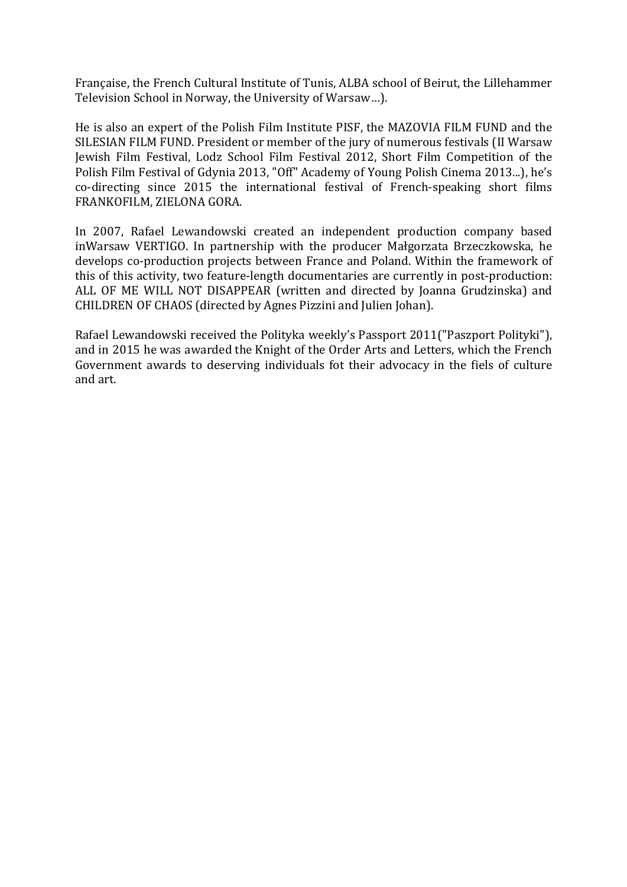Française, the French Cultural Institute of Tunis, ALBA school of Beirut, the Lillehammer Television School in Norway, the University of Warsaw…).

He is also an expert of the Polish Film Institute PISF, the MAZOVIA FILM FUND and the SILESIAN FILM FUND. President or member of the jury of numerous festivals (II Warsaw Jewish Film Festival, Lodz School Film Festival 2012, Short Film Competition of the Polish Film Festival of Gdynia 2013, "Off" Academy of Young Polish Cinema 2013...), he's co-directing since 2015 the international festival of French-speaking short films FRANKOFILM, ZIELONA GORA.

In 2007, Rafael Lewandowski created an independent production company based inWarsaw VERTIGO. In partnership with the producer Małgorzata Brzeczkowska, he develops co-production projects between France and Poland. Within the framework of this of this activity, two feature-length documentaries are currently in post-production: ALL OF ME WILL NOT DISAPPEAR (written and directed by Joanna Grudzinska) and CHILDREN OF CHAOS (directed by Agnes Pizzini and Julien Johan).

Rafael Lewandowski received the Polityka weekly's Passport 2011("Paszport Polityki"), and in 2015 he was awarded the Knight of the Order Arts and Letters, which the French Government awards to deserving individuals fot their advocacy in the fiels of culture and art.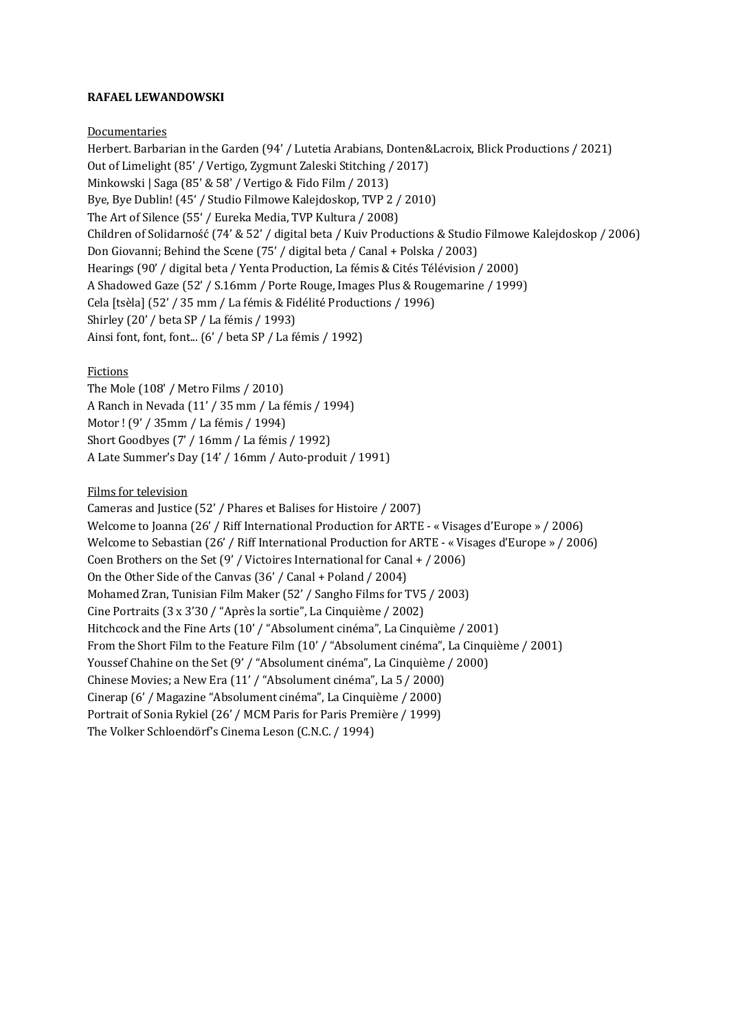**RAFAEL LEWANDOWSKI**

Documentaries

Herbert. Barbarian in the Garden (94' / Lutetia Arabians, Donten&Lacroix, Blick Productions / 2021)
Out of Limelight (85' / Vertigo, Zygmunt Zaleski Stitching / 2017)
Minkowski | Saga (85' & 58' / Vertigo & Fido Film / 2013)
Bye, Bye Dublin! (45' / Studio Filmowe Kalejdoskop, TVP 2 / 2010)
The Art of Silence (55' / Eureka Media, TVP Kultura / 2008)
Children of Solidarność (74' & 52' / digital beta / Kuiv Productions & Studio Filmowe Kalejdoskop / 2006)
Don Giovanni; Behind the Scene (75' / digital beta / Canal + Polska / 2003)
Hearings (90' / digital beta / Yenta Production, La fémis & Cités Télévision / 2000)
A Shadowed Gaze (52' / S.16mm / Porte Rouge, Images Plus & Rougemarine / 1999)
Cela [tsèla] (52' / 35 mm / La fémis & Fidélité Productions / 1996)
Shirley (20' / beta SP / La fémis / 1993)
Ainsi font, font, font... (6' / beta SP / La fémis / 1992)

Fictions

The Mole (108' / Metro Films / 2010)
A Ranch in Nevada (11' / 35 mm / La fémis / 1994)
Motor ! (9' / 35mm / La fémis / 1994)
Short Goodbyes (7' / 16mm / La fémis / 1992)
A Late Summer's Day (14' / 16mm / Auto-produit / 1991)

Films for television

Cameras and Justice (52' / Phares et Balises for Histoire / 2007)
Welcome to Joanna (26' / Riff International Production for ARTE - « Visages d'Europe » / 2006)
Welcome to Sebastian (26' / Riff International Production for ARTE - « Visages d'Europe » / 2006)
Coen Brothers on the Set (9' / Victoires International for Canal + / 2006)
On the Other Side of the Canvas (36' / Canal + Poland / 2004)
Mohamed Zran, Tunisian Film Maker (52' / Sangho Films for TV5 / 2003)
Cine Portraits (3 x 3'30 / "Après la sortie", La Cinquième / 2002)
Hitchcock and the Fine Arts (10' / "Absolument cinéma", La Cinquième / 2001)
From the Short Film to the Feature Film (10' / "Absolument cinéma", La Cinquième / 2001)
Youssef Chahine on the Set (9' / "Absolument cinéma", La Cinquième / 2000)
Chinese Movies; a New Era (11' / "Absolument cinéma", La 5 / 2000)
Cinerap (6' / Magazine "Absolument cinéma", La Cinquième / 2000)
Portrait of Sonia Rykiel (26' / MCM Paris for Paris Première / 1999)
The Volker Schloendörf's Cinema Leson (C.N.C. / 1994)